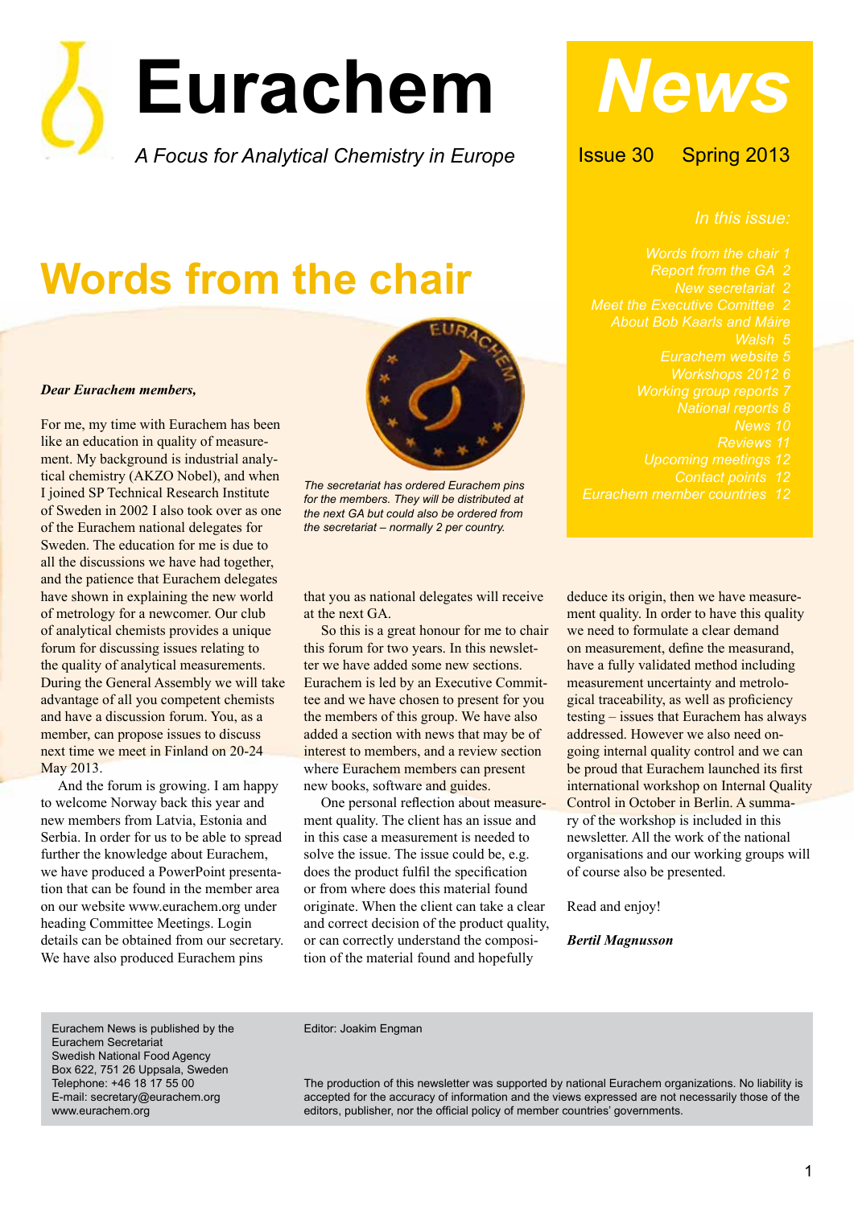# Eurachem

*A Focus for Analytical Chemistry in Europe*

# News

Issue 30 Spring 2013

*In this issue:*

- *Words from the chair 1*
- *Report from the GA 2*
- *New secretariat 2*
- *Meet the Executive Comittee 2*
- *About Bob Kaarls and Máire Walsh 5*
- *Eurachem website 5*
- *Workshops 2012 6*
- *Working group reports 7*
- *National reports 8*
- *News 10*
- *Reviews 11*
- *Upcoming meetings 12*
- *Contact points 12*
- *Eurachem member countries 12*

## Words from the chair

***Dear Eurachem members,***

For me, my time with Eurachem has been like an education in quality of measurement. My background is industrial analytical chemistry (AKZO Nobel), and when I joined SP Technical Research Institute of Sweden in 2002 I also took over as one of the Eurachem national delegates for Sweden. The education for me is due to all the discussions we have had together, and the patience that Eurachem delegates have shown in explaining the new world of metrology for a newcomer. Our club of analytical chemists provides a unique forum for discussing issues relating to the quality of analytical measurements. During the General Assembly we will take advantage of all you competent chemists and have a discussion forum. You, as a member, can propose issues to discuss next time we meet in Finland on 20-24 May 2013.

And the forum is growing. I am happy to welcome Norway back this year and new members from Latvia, Estonia and Serbia. In order for us to be able to spread further the knowledge about Eurachem, we have produced a PowerPoint presentation that can be found in the member area on our website www.eurachem.org under heading Committee Meetings. Login details can be obtained from our secretary. We have also produced Eurachem pins that you as national delegates will receive at the next GA.

*The secretariat has ordered Eurachem pins for the members. They will be distributed at the next GA but could also be ordered from the secretariat – normally 2 per country.*

So this is a great honour for me to chair this forum for two years. In this newsletter we have added some new sections. Eurachem is led by an Executive Committee and we have chosen to present for you the members of this group. We have also added a section with news that may be of interest to members, and a review section where Eurachem members can present new books, software and guides.

One personal reflection about measurement quality. The client has an issue and in this case a measurement is needed to solve the issue. The issue could be, e.g. does the product fulfil the specification or from where does this material found originate. When the client can take a clear and correct decision of the product quality, or can correctly understand the composition of the material found and hopefully deduce its origin, then we have measurement quality. In order to have this quality we need to formulate a clear demand on measurement, define the measurand, have a fully validated method including measurement uncertainty and metrological traceability, as well as proficiency testing – issues that Eurachem has always addressed. However we also need on-going internal quality control and we can be proud that Eurachem launched its first international workshop on Internal Quality Control in October in Berlin. A summary of the workshop is included in this newsletter. All the work of the national organisations and our working groups will of course also be presented.

Read and enjoy!

***Bertil Magnusson***

---

Eurachem News is published by the Eurachem Secretariat
Swedish National Food Agency
Box 622, 751 26 Uppsala, Sweden
Telephone: +46 18 17 55 00
E-mail: secretary@eurachem.org
www.eurachem.org

Editor: Joakim Engman

The production of this newsletter was supported by national Eurachem organizations. No liability is accepted for the accuracy of information and the views expressed are not necessarily those of the editors, publisher, nor the official policy of member countries' governments.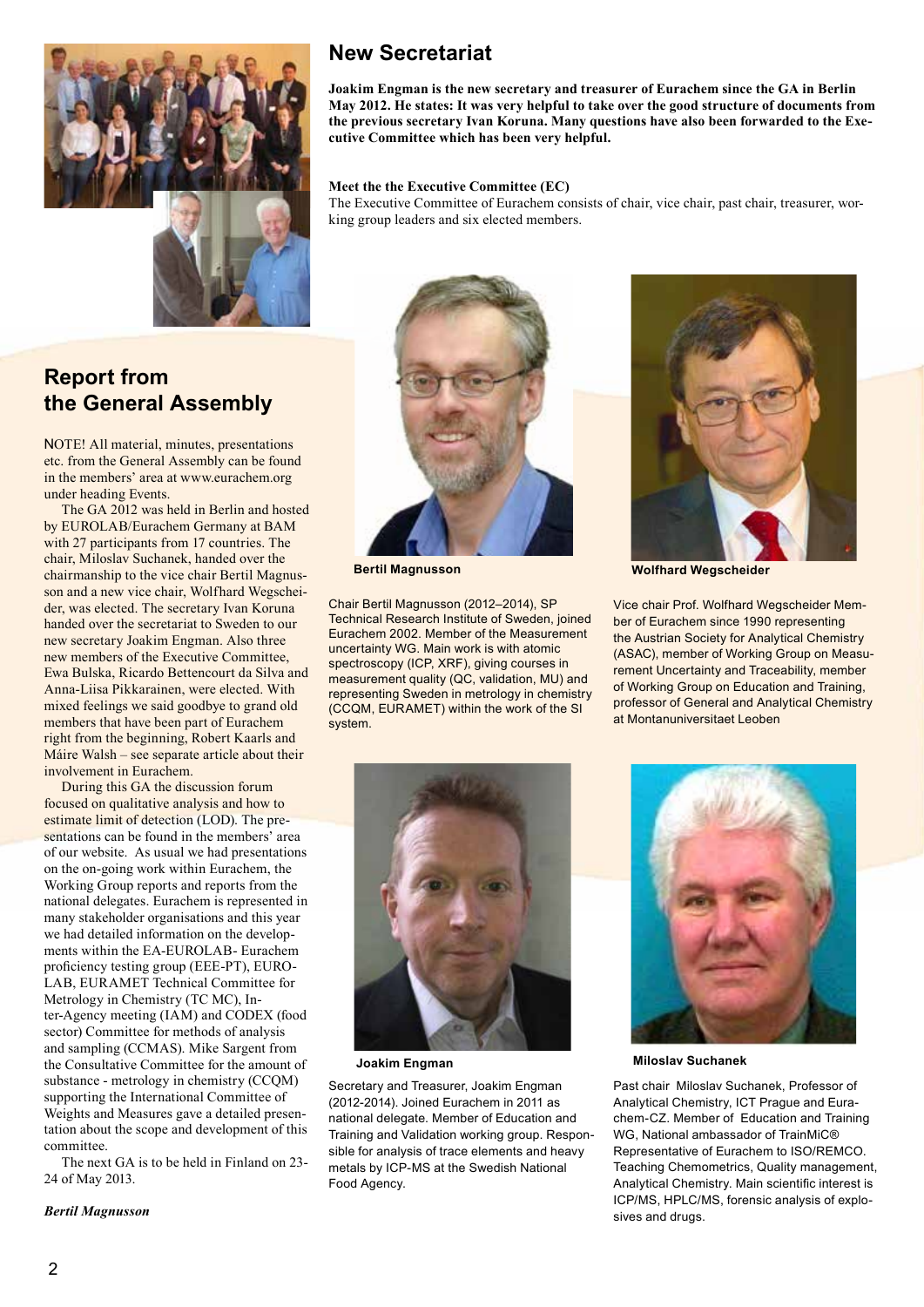## New Secretariat

**Joakim Engman is the new secretary and treasurer of Eurachem since the GA in Berlin May 2012. He states: It was very helpful to take over the good structure of documents from the previous secretary Ivan Koruna. Many questions have also been forwarded to the Executive Committee which has been very helpful.**

**Meet the the Executive Committee (EC)**

The Executive Committee of Eurachem consists of chair, vice chair, past chair, treasurer, working group leaders and six elected members.

**Bertil Magnusson**

Chair Bertil Magnusson (2012–2014), SP Technical Research Institute of Sweden, joined Eurachem 2002. Member of the Measurement uncertainty WG. Main work is with atomic spectroscopy (ICP, XRF), giving courses in measurement quality (QC, validation, MU) and representing Sweden in metrology in chemistry (CCQM, EURAMET) within the work of the SI system.

**Wolfhard Wegscheider**

Vice chair Prof. Wolfhard Wegscheider Member of Eurachem since 1990 representing the Austrian Society for Analytical Chemistry (ASAC), member of Working Group on Measurement Uncertainty and Traceability, member of Working Group on Education and Training, professor of General and Analytical Chemistry at Montanuniversitaet Leoben

**Joakim Engman**

Secretary and Treasurer, Joakim Engman (2012-2014). Joined Eurachem in 2011 as national delegate. Member of Education and Training and Validation working group. Responsible for analysis of trace elements and heavy metals by ICP-MS at the Swedish National Food Agency.

**Miloslav Suchanek**

Past chair Miloslav Suchanek, Professor of Analytical Chemistry, ICT Prague and Eurachem-CZ. Member of Education and Training WG, National ambassador of TrainMiC® Representative of Eurachem to ISO/REMCO. Teaching Chemometrics, Quality management, Analytical Chemistry. Main scientific interest is ICP/MS, HPLC/MS, forensic analysis of explosives and drugs.

## Report from the General Assembly

NOTE! All material, minutes, presentations etc. from the General Assembly can be found in the members' area at www.eurachem.org under heading Events.

The GA 2012 was held in Berlin and hosted by EUROLAB/Eurachem Germany at BAM with 27 participants from 17 countries. The chair, Miloslav Suchanek, handed over the chairmanship to the vice chair Bertil Magnusson and a new vice chair, Wolfhard Wegscheider, was elected. The secretary Ivan Koruna handed over the secretariat to Sweden to our new secretary Joakim Engman. Also three new members of the Executive Committee, Ewa Bulska, Ricardo Bettencourt da Silva and Anna-Liisa Pikkarainen, were elected. With mixed feelings we said goodbye to grand old members that have been part of Eurachem right from the beginning, Robert Kaarls and Máire Walsh – see separate article about their involvement in Eurachem.

During this GA the discussion forum focused on qualitative analysis and how to estimate limit of detection (LOD). The presentations can be found in the members' area of our website. As usual we had presentations on the on-going work within Eurachem, the Working Group reports and reports from the national delegates. Eurachem is represented in many stakeholder organisations and this year we had detailed information on the developments within the EA-EUROLAB- Eurachem proficiency testing group (EEE-PT), EUROLAB, EURAMET Technical Committee for Metrology in Chemistry (TC MC), Inter-Agency meeting (IAM) and CODEX (food sector) Committee for methods of analysis and sampling (CCMAS). Mike Sargent from the Consultative Committee for the amount of substance - metrology in chemistry (CCQM) supporting the International Committee of Weights and Measures gave a detailed presentation about the scope and development of this committee.

The next GA is to be held in Finland on 23-24 of May 2013.

*Bertil Magnusson*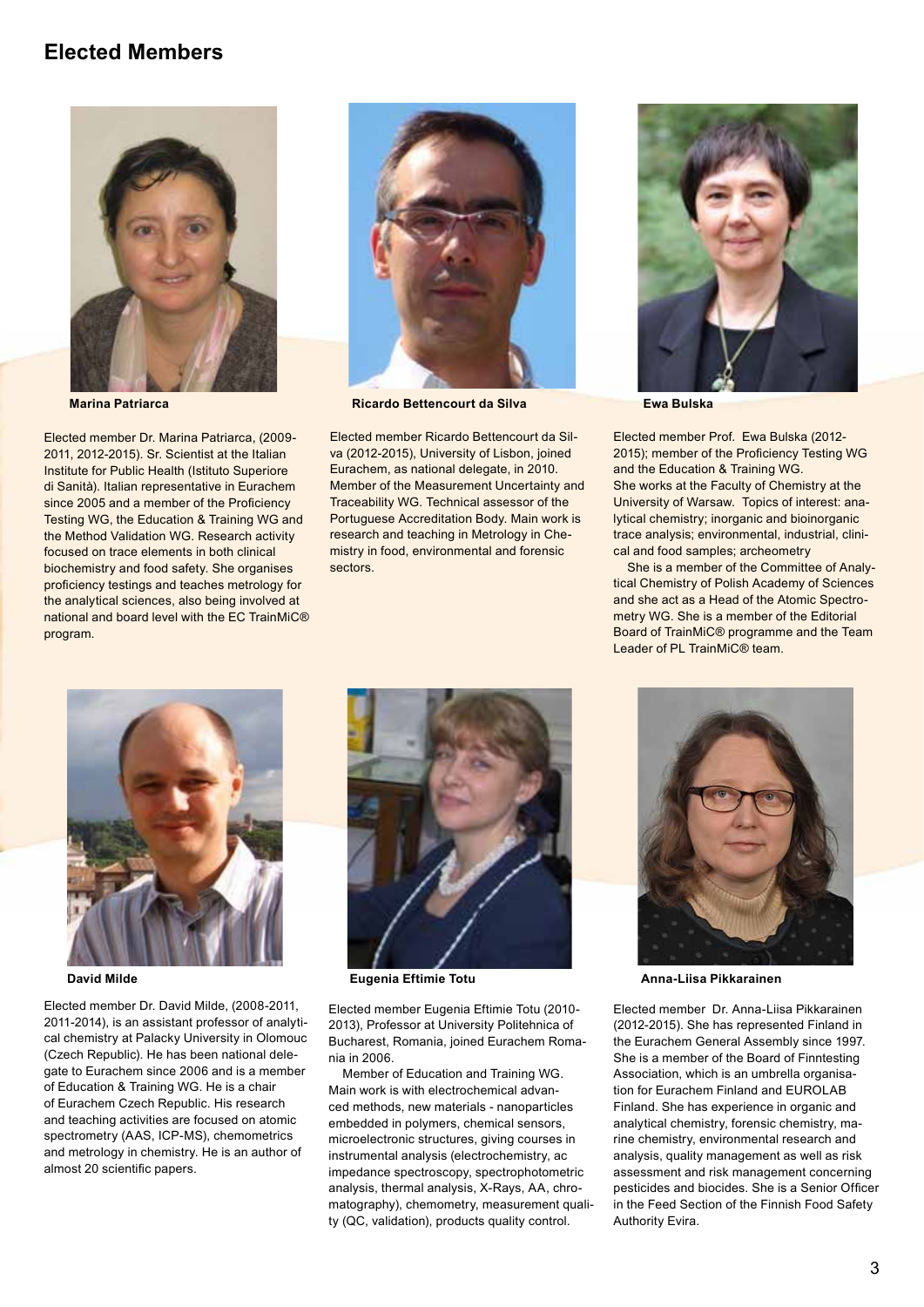# Elected Members

**Marina Patriarca**

Elected member Dr. Marina Patriarca, (2009-2011, 2012-2015). Sr. Scientist at the Italian Institute for Public Health (Istituto Superiore di Sanità). Italian representative in Eurachem since 2005 and a member of the Proficiency Testing WG, the Education & Training WG and the Method Validation WG. Research activity focused on trace elements in both clinical biochemistry and food safety. She organises proficiency testings and teaches metrology for the analytical sciences, also being involved at national and board level with the EC TrainMiC® program.

**Ricardo Bettencourt da Silva**

Elected member Ricardo Bettencourt da Silva (2012-2015), University of Lisbon, joined Eurachem, as national delegate, in 2010. Member of the Measurement Uncertainty and Traceability WG. Technical assessor of the Portuguese Accreditation Body. Main work is research and teaching in Metrology in Chemistry in food, environmental and forensic sectors.

**Ewa Bulska**

Elected member Prof. Ewa Bulska (2012-2015); member of the Proficiency Testing WG and the Education & Training WG.
She works at the Faculty of Chemistry at the University of Warsaw. Topics of interest: analytical chemistry; inorganic and bioinorganic trace analysis; environmental, industrial, clinical and food samples; archeometry

She is a member of the Committee of Analytical Chemistry of Polish Academy of Sciences and she act as a Head of the Atomic Spectrometry WG. She is a member of the Editorial Board of TrainMiC® programme and the Team Leader of PL TrainMiC® team.

**David Milde**

Elected member Dr. David Milde, (2008-2011, 2011-2014), is an assistant professor of analytical chemistry at Palacky University in Olomouc (Czech Republic). He has been national delegate to Eurachem since 2006 and is a member of Education & Training WG. He is a chair of Eurachem Czech Republic. His research and teaching activities are focused on atomic spectrometry (AAS, ICP-MS), chemometrics and metrology in chemistry. He is an author of almost 20 scientific papers.

**Eugenia Eftimie Totu**

Elected member Eugenia Eftimie Totu (2010-2013), Professor at University Politehnica of Bucharest, Romania, joined Eurachem Romania in 2006.

Member of Education and Training WG. Main work is with electrochemical advanced methods, new materials - nanoparticles embedded in polymers, chemical sensors, microelectronic structures, giving courses in instrumental analysis (electrochemistry, ac impedance spectroscopy, spectrophotometric analysis, thermal analysis, X-Rays, AA, chromatography), chemometry, measurement quality (QC, validation), products quality control.

**Anna-Liisa Pikkarainen**

Elected member Dr. Anna-Liisa Pikkarainen (2012-2015). She has represented Finland in the Eurachem General Assembly since 1997. She is a member of the Board of Finntesting Association, which is an umbrella organisation for Eurachem Finland and EUROLAB Finland. She has experience in organic and analytical chemistry, forensic chemistry, marine chemistry, environmental research and analysis, quality management as well as risk assessment and risk management concerning pesticides and biocides. She is a Senior Officer in the Feed Section of the Finnish Food Safety Authority Evira.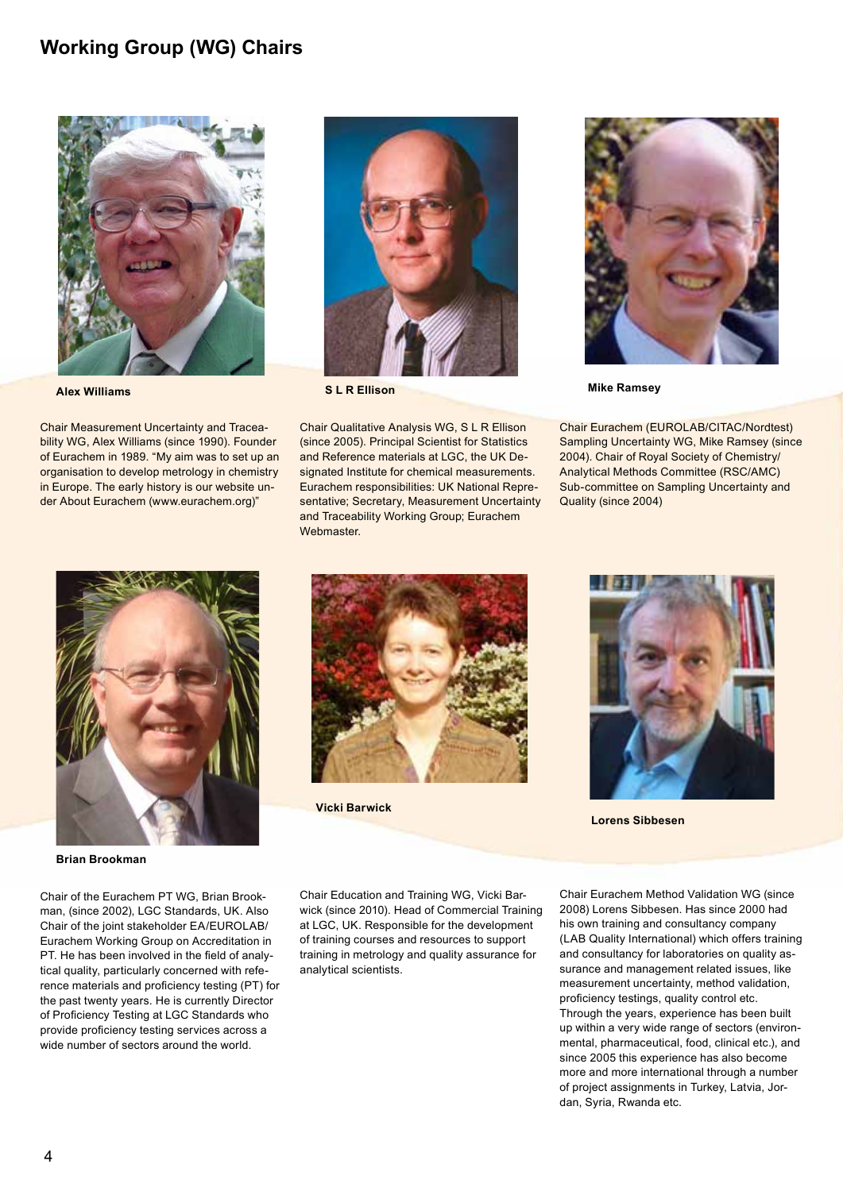## Working Group (WG) Chairs

**Alex Williams**

Chair Measurement Uncertainty and Traceability WG, Alex Williams (since 1990). Founder of Eurachem in 1989. "My aim was to set up an organisation to develop metrology in chemistry in Europe. The early history is our website under About Eurachem (www.eurachem.org)"

**S L R Ellison**

Chair Qualitative Analysis WG, S L R Ellison (since 2005). Principal Scientist for Statistics and Reference materials at LGC, the UK Designated Institute for chemical measurements. Eurachem responsibilities: UK National Representative; Secretary, Measurement Uncertainty and Traceability Working Group; Eurachem Webmaster.

**Mike Ramsey**

Chair Eurachem (EUROLAB/CITAC/Nordtest) Sampling Uncertainty WG, Mike Ramsey (since 2004). Chair of Royal Society of Chemistry/ Analytical Methods Committee (RSC/AMC) Sub-committee on Sampling Uncertainty and Quality (since 2004)

**Brian Brookman**

Chair of the Eurachem PT WG, Brian Brookman, (since 2002), LGC Standards, UK. Also Chair of the joint stakeholder EA/EUROLAB/ Eurachem Working Group on Accreditation in PT. He has been involved in the field of analytical quality, particularly concerned with reference materials and proficiency testing (PT) for the past twenty years. He is currently Director of Proficiency Testing at LGC Standards who provide proficiency testing services across a wide number of sectors around the world.

**Vicki Barwick**

Chair Education and Training WG, Vicki Barwick (since 2010). Head of Commercial Training at LGC, UK. Responsible for the development of training courses and resources to support training in metrology and quality assurance for analytical scientists.

**Lorens Sibbesen**

Chair Eurachem Method Validation WG (since 2008) Lorens Sibbesen. Has since 2000 had his own training and consultancy company (LAB Quality International) which offers training and consultancy for laboratories on quality assurance and management related issues, like measurement uncertainty, method validation, proficiency testings, quality control etc. Through the years, experience has been built up within a very wide range of sectors (environmental, pharmaceutical, food, clinical etc.), and since 2005 this experience has also become more and more international through a number of project assignments in Turkey, Latvia, Jordan, Syria, Rwanda etc.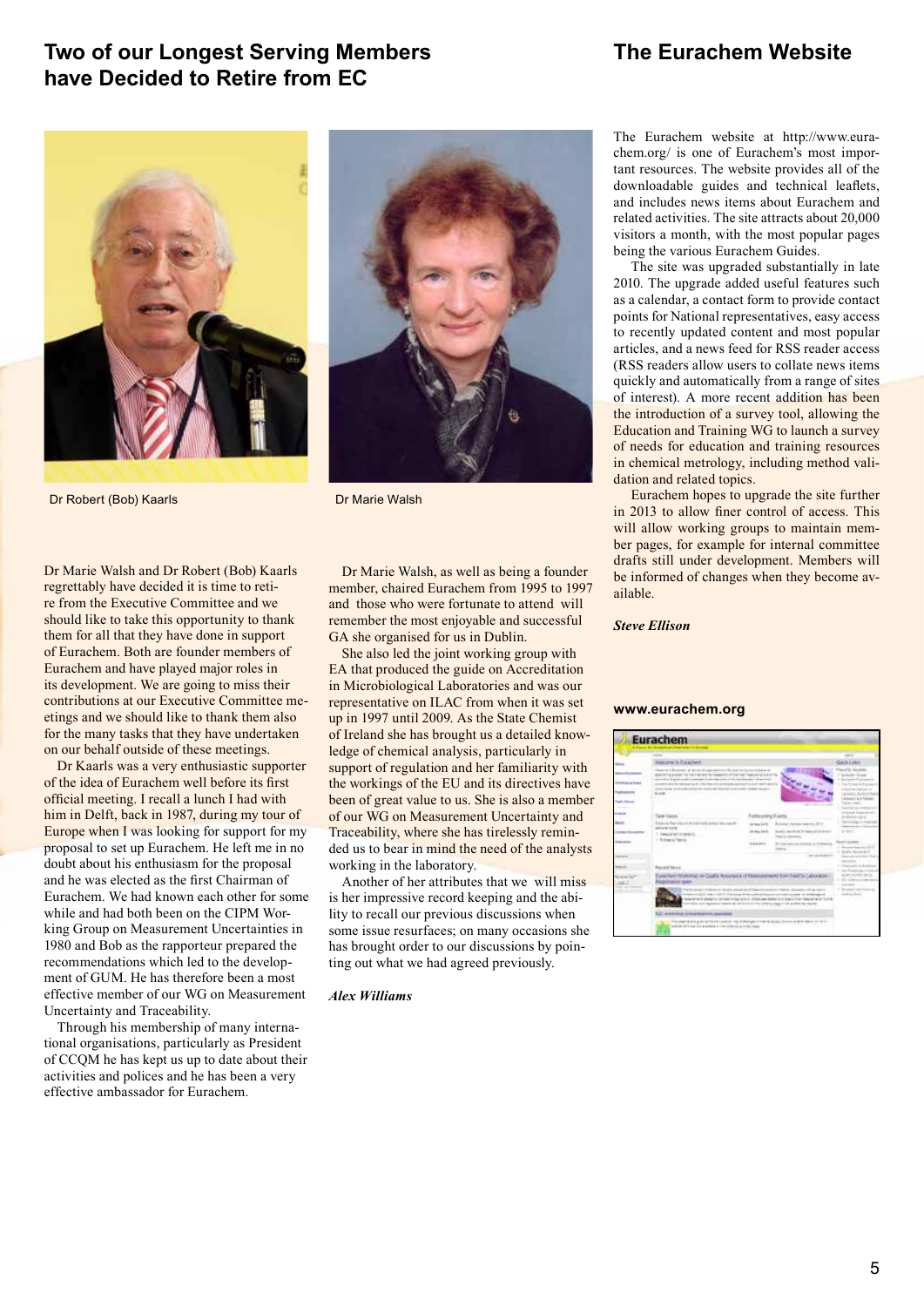## Two of our Longest Serving Members have Decided to Retire from EC

Dr Robert (Bob) Kaarls

Dr Marie Walsh

Dr Marie Walsh and Dr Robert (Bob) Kaarls regrettably have decided it is time to retire from the Executive Committee and we should like to take this opportunity to thank them for all that they have done in support of Eurachem. Both are founder members of Eurachem and have played major roles in its development. We are going to miss their contributions at our Executive Committee meetings and we should like to thank them also for the many tasks that they have undertaken on our behalf outside of these meetings.

Dr Kaarls was a very enthusiastic supporter of the idea of Eurachem well before its first official meeting. I recall a lunch I had with him in Delft, back in 1987, during my tour of Europe when I was looking for support for my proposal to set up Eurachem. He left me in no doubt about his enthusiasm for the proposal and he was elected as the first Chairman of Eurachem. We had known each other for some while and had both been on the CIPM Working Group on Measurement Uncertainties in 1980 and Bob as the rapporteur prepared the recommendations which led to the development of GUM. He has therefore been a most effective member of our WG on Measurement Uncertainty and Traceability.

Through his membership of many international organisations, particularly as President of CCQM he has kept us up to date about their activities and polices and he has been a very effective ambassador for Eurachem.

Dr Marie Walsh, as well as being a founder member, chaired Eurachem from 1995 to 1997 and those who were fortunate to attend will remember the most enjoyable and successful GA she organised for us in Dublin.

She also led the joint working group with EA that produced the guide on Accreditation in Microbiological Laboratories and was our representative on ILAC from when it was set up in 1997 until 2009. As the State Chemist of Ireland she has brought us a detailed knowledge of chemical analysis, particularly in support of regulation and her familiarity with the workings of the EU and its directives have been of great value to us. She is also a member of our WG on Measurement Uncertainty and Traceability, where she has tirelessly reminded us to bear in mind the need of the analysts working in the laboratory.

Another of her attributes that we will miss is her impressive record keeping and the ability to recall our previous discussions when some issue resurfaces; on many occasions she has brought order to our discussions by pointing out what we had agreed previously.

***Alex Williams***

## The Eurachem Website

The Eurachem website at http://www.eurachem.org/ is one of Eurachem's most important resources. The website provides all of the downloadable guides and technical leaflets, and includes news items about Eurachem and related activities. The site attracts about 20,000 visitors a month, with the most popular pages being the various Eurachem Guides.

The site was upgraded substantially in late 2010. The upgrade added useful features such as a calendar, a contact form to provide contact points for National representatives, easy access to recently updated content and most popular articles, and a news feed for RSS reader access (RSS readers allow users to collate news items quickly and automatically from a range of sites of interest). A more recent addition has been the introduction of a survey tool, allowing the Education and Training WG to launch a survey of needs for education and training resources in chemical metrology, including method validation and related topics.

Eurachem hopes to upgrade the site further in 2013 to allow finer control of access. This will allow working groups to maintain member pages, for example for internal committee drafts still under development. Members will be informed of changes when they become available.

***Steve Ellison***

**www.eurachem.org**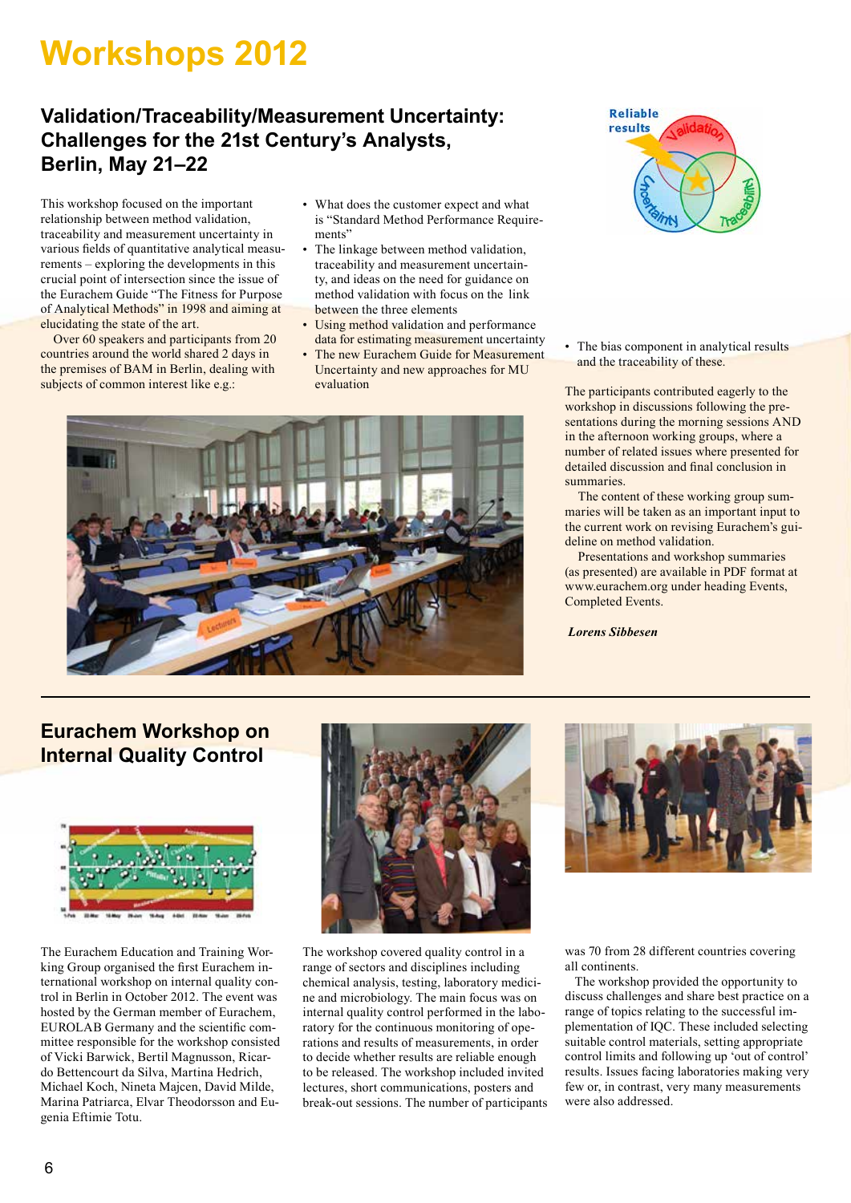# Workshops 2012

## Validation/Traceability/Measurement Uncertainty: Challenges for the 21st Century's Analysts, Berlin, May 21–22

This workshop focused on the important relationship between method validation, traceability and measurement uncertainty in various fields of quantitative analytical measurements – exploring the developments in this crucial point of intersection since the issue of the Eurachem Guide "The Fitness for Purpose of Analytical Methods" in 1998 and aiming at elucidating the state of the art.

Over 60 speakers and participants from 20 countries around the world shared 2 days in the premises of BAM in Berlin, dealing with subjects of common interest like e.g.:

- What does the customer expect and what is "Standard Method Performance Requirements"
- The linkage between method validation, traceability and measurement uncertainty, and ideas on the need for guidance on method validation with focus on the link between the three elements
- Using method validation and performance data for estimating measurement uncertainty
- The new Eurachem Guide for Measurement Uncertainty and new approaches for MU evaluation
- The bias component in analytical results and the traceability of these.

The participants contributed eagerly to the workshop in discussions following the presentations during the morning sessions AND in the afternoon working groups, where a number of related issues where presented for detailed discussion and final conclusion in summaries.

The content of these working group summaries will be taken as an important input to the current work on revising Eurachem's guideline on method validation.

Presentations and workshop summaries (as presented) are available in PDF format at www.eurachem.org under heading Events, Completed Events.

***Lorens Sibbesen***

## Eurachem Workshop on Internal Quality Control

The Eurachem Education and Training Working Group organised the first Eurachem international workshop on internal quality control in October 2012. The event was hosted by the German member of Eurachem, EUROLAB Germany and the scientific committee responsible for the workshop consisted of Vicki Barwick, Bertil Magnusson, Ricardo Bettencourt da Silva, Martina Hedrich, Michael Koch, Nineta Majcen, David Milde, Marina Patriarca, Elvar Theodorsson and Eugenia Eftimie Totu.

The workshop covered quality control in a range of sectors and disciplines including chemical analysis, testing, laboratory medicine and microbiology. The main focus was on internal quality control performed in the laboratory for the continuous monitoring of operations and results of measurements, in order to decide whether results are reliable enough to be released. The workshop included invited lectures, short communications, posters and break-out sessions. The number of participants was 70 from 28 different countries covering all continents.

The workshop provided the opportunity to discuss challenges and share best practice on a range of topics relating to the successful implementation of IQC. These included selecting suitable control materials, setting appropriate control limits and following up 'out of control' results. Issues facing laboratories making very few or, in contrast, very many measurements were also addressed.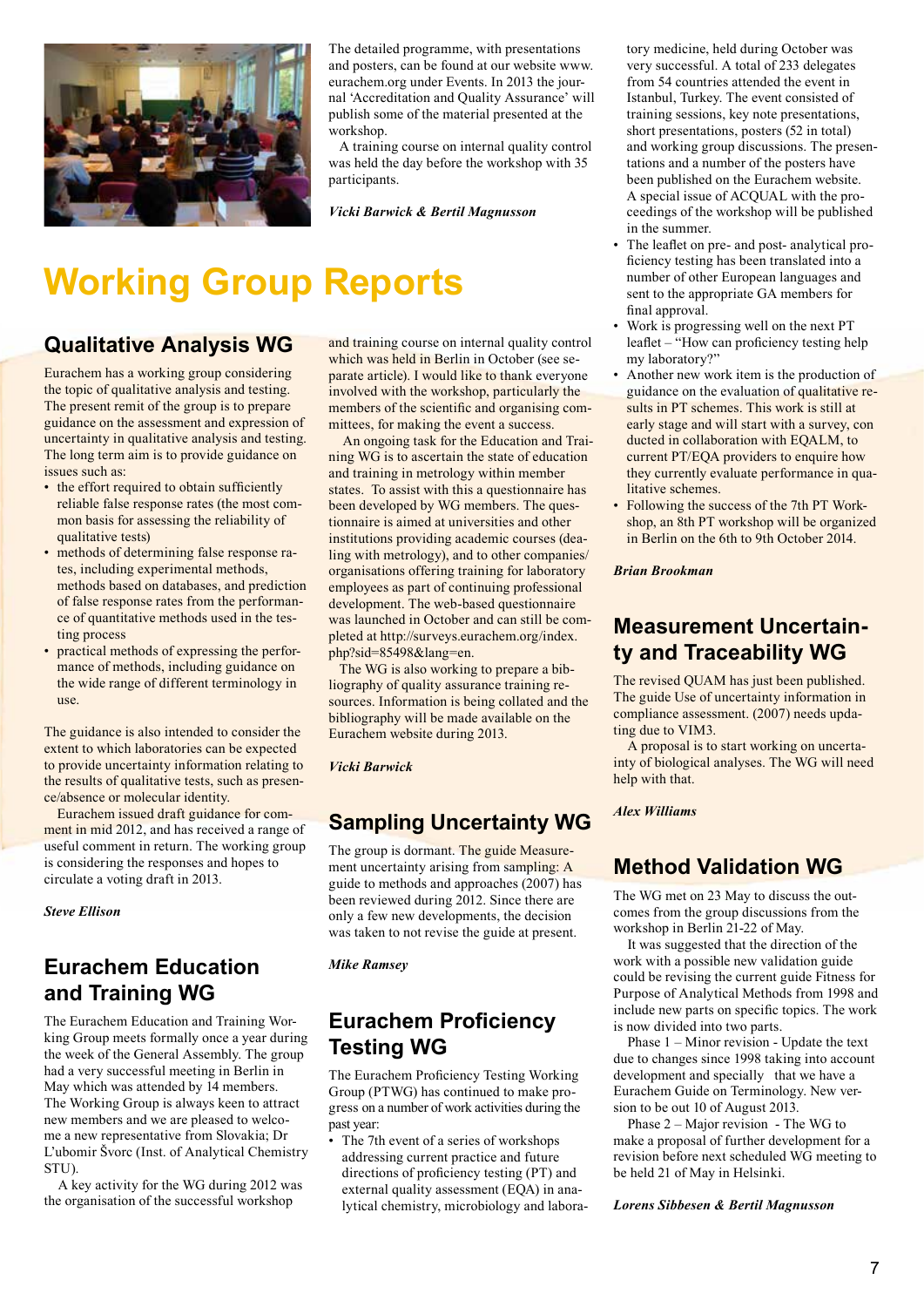The detailed programme, with presentations and posters, can be found at our website www.eurachem.org under Events. In 2013 the journal 'Accreditation and Quality Assurance' will publish some of the material presented at the workshop.

A training course on internal quality control was held the day before the workshop with 35 participants.

***Vicki Barwick & Bertil Magnusson***

# Working Group Reports

## Qualitative Analysis WG

Eurachem has a working group considering the topic of qualitative analysis and testing. The present remit of the group is to prepare guidance on the assessment and expression of uncertainty in qualitative analysis and testing. The long term aim is to provide guidance on issues such as:

- the effort required to obtain sufficiently reliable false response rates (the most common basis for assessing the reliability of qualitative tests)
- methods of determining false response rates, including experimental methods, methods based on databases, and prediction of false response rates from the performance of quantitative methods used in the testing process
- practical methods of expressing the performance of methods, including guidance on the wide range of different terminology in use.

The guidance is also intended to consider the extent to which laboratories can be expected to provide uncertainty information relating to the results of qualitative tests, such as presence/absence or molecular identity.

Eurachem issued draft guidance for comment in mid 2012, and has received a range of useful comment in return. The working group is considering the responses and hopes to circulate a voting draft in 2013.

***Steve Ellison***

## Eurachem Education and Training WG

The Eurachem Education and Training Working Group meets formally once a year during the week of the General Assembly. The group had a very successful meeting in Berlin in May which was attended by 14 members. The Working Group is always keen to attract new members and we are pleased to welcome a new representative from Slovakia; Dr L'ubomir Švorc (Inst. of Analytical Chemistry STU).

A key activity for the WG during 2012 was the organisation of the successful workshop and training course on internal quality control which was held in Berlin in October (see separate article). I would like to thank everyone involved with the workshop, particularly the members of the scientific and organising committees, for making the event a success.

An ongoing task for the Education and Training WG is to ascertain the state of education and training in metrology within member states. To assist with this a questionnaire has been developed by WG members. The questionnaire is aimed at universities and other institutions providing academic courses (dealing with metrology), and to other companies/organisations offering training for laboratory employees as part of continuing professional development. The web-based questionnaire was launched in October and can still be completed at http://surveys.eurachem.org/index.php?sid=85498&lang=en.

The WG is also working to prepare a bibliography of quality assurance training resources. Information is being collated and the bibliography will be made available on the Eurachem website during 2013.

***Vicki Barwick***

## Sampling Uncertainty WG

The group is dormant. The guide Measurement uncertainty arising from sampling: A guide to methods and approaches (2007) has been reviewed during 2012. Since there are only a few new developments, the decision was taken to not revise the guide at present.

***Mike Ramsey***

## Eurachem Proficiency Testing WG

The Eurachem Proficiency Testing Working Group (PTWG) has continued to make progress on a number of work activities during the past year:

- The 7th event of a series of workshops addressing current practice and future directions of proficiency testing (PT) and external quality assessment (EQA) in analytical chemistry, microbiology and laboratory medicine, held during October was very successful. A total of 233 delegates from 54 countries attended the event in Istanbul, Turkey. The event consisted of training sessions, key note presentations, short presentations, posters (52 in total) and working group discussions. The presentations and a number of the posters have been published on the Eurachem website. A special issue of ACQUAL with the proceedings of the workshop will be published in the summer.
- The leaflet on pre- and post- analytical proficiency testing has been translated into a number of other European languages and sent to the appropriate GA members for final approval.
- Work is progressing well on the next PT leaflet – "How can proficiency testing help my laboratory?"
- Another new work item is the production of guidance on the evaluation of qualitative results in PT schemes. This work is still at early stage and will start with a survey, conducted in collaboration with EQALM, to current PT/EQA providers to enquire how they currently evaluate performance in qualitative schemes.
- Following the success of the 7th PT Workshop, an 8th PT workshop will be organized in Berlin on the 6th to 9th October 2014.

***Brian Brookman***

## Measurement Uncertainty and Traceability WG

The revised QUAM has just been published. The guide Use of uncertainty information in compliance assessment. (2007) needs updating due to VIM3.

A proposal is to start working on uncertainty of biological analyses. The WG will need help with that.

***Alex Williams***

## Method Validation WG

The WG met on 23 May to discuss the outcomes from the group discussions from the workshop in Berlin 21-22 of May.

It was suggested that the direction of the work with a possible new validation guide could be revising the current guide Fitness for Purpose of Analytical Methods from 1998 and include new parts on specific topics. The work is now divided into two parts.

Phase 1 – Minor revision - Update the text due to changes since 1998 taking into account development and specially that we have a Eurachem Guide on Terminology. New version to be out 10 of August 2013.

Phase 2 – Major revision - The WG to make a proposal of further development for a revision before next scheduled WG meeting to be held 21 of May in Helsinki.

***Lorens Sibbesen & Bertil Magnusson***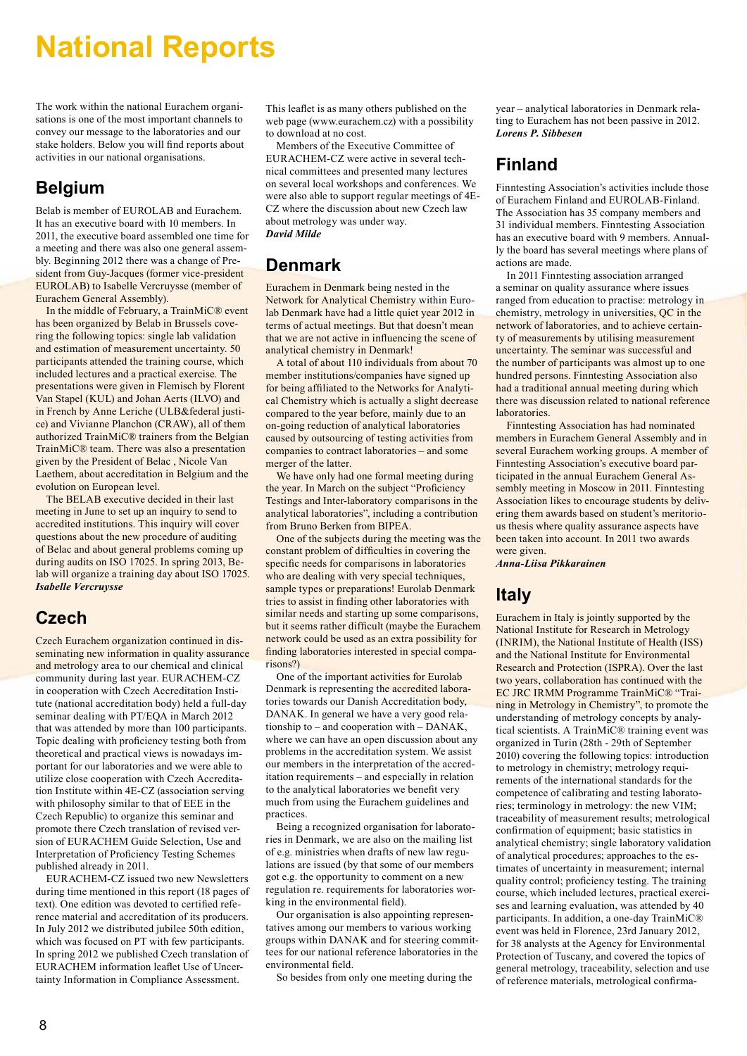# National Reports

The work within the national Eurachem organisations is one of the most important channels to convey our message to the laboratories and our stake holders. Below you will find reports about activities in our national organisations.

## Belgium

Belab is member of EUROLAB and Eurachem. It has an executive board with 10 members. In 2011, the executive board assembled one time for a meeting and there was also one general assembly. Beginning 2012 there was a change of President from Guy-Jacques (former vice-president EUROLAB) to Isabelle Vercruysse (member of Eurachem General Assembly).

In the middle of February, a TrainMiC® event has been organized by Belab in Brussels covering the following topics: single lab validation and estimation of measurement uncertainty. 50 participants attended the training course, which included lectures and a practical exercise. The presentations were given in Flemisch by Florent Van Stapel (KUL) and Johan Aerts (ILVO) and in French by Anne Leriche (ULB&federal justice) and Vivianne Planchon (CRAW), all of them authorized TrainMiC® trainers from the Belgian TrainMiC® team. There was also a presentation given by the President of Belac , Nicole Van Laethem, about accreditation in Belgium and the evolution on European level.

The BELAB executive decided in their last meeting in June to set up an inquiry to send to accredited institutions. This inquiry will cover questions about the new procedure of auditing of Belac and about general problems coming up during audits on ISO 17025. In spring 2013, Belab will organize a training day about ISO 17025.

***Isabelle Vercruysse***

## Czech

Czech Eurachem organization continued in disseminating new information in quality assurance and metrology area to our chemical and clinical community during last year. EURACHEM-CZ in cooperation with Czech Accreditation Institute (national accreditation body) held a full-day seminar dealing with PT/EQA in March 2012 that was attended by more than 100 participants. Topic dealing with proficiency testing both from theoretical and practical views is nowadays important for our laboratories and we were able to utilize close cooperation with Czech Accreditation Institute within 4E-CZ (association serving with philosophy similar to that of EEE in the Czech Republic) to organize this seminar and promote there Czech translation of revised version of EURACHEM Guide Selection, Use and Interpretation of Proficiency Testing Schemes published already in 2011.

EURACHEM-CZ issued two new Newsletters during time mentioned in this report (18 pages of text). One edition was devoted to certified reference material and accreditation of its producers. In July 2012 we distributed jubilee 50th edition, which was focused on PT with few participants. In spring 2012 we published Czech translation of EURACHEM information leaflet Use of Uncertainty Information in Compliance Assessment. This leaflet is as many others published on the web page (www.eurachem.cz) with a possibility to download at no cost.

Members of the Executive Committee of EURACHEM-CZ were active in several technical committees and presented many lectures on several local workshops and conferences. We were also able to support regular meetings of 4E-CZ where the discussion about new Czech law about metrology was under way.

***David Milde***

## Denmark

Eurachem in Denmark being nested in the Network for Analytical Chemistry within Eurolab Denmark have had a little quiet year 2012 in terms of actual meetings. But that doesn't mean that we are not active in influencing the scene of analytical chemistry in Denmark!

A total of about 110 individuals from about 70 member institutions/companies have signed up for being affiliated to the Networks for Analytical Chemistry which is actually a slight decrease compared to the year before, mainly due to an on-going reduction of analytical laboratories caused by outsourcing of testing activities from companies to contract laboratories – and some merger of the latter.

We have only had one formal meeting during the year. In March on the subject "Proficiency Testings and Inter-laboratory comparisons in the analytical laboratories", including a contribution from Bruno Berken from BIPEA.

One of the subjects during the meeting was the constant problem of difficulties in covering the specific needs for comparisons in laboratories who are dealing with very special techniques, sample types or preparations! Eurolab Denmark tries to assist in finding other laboratories with similar needs and starting up some comparisons, but it seems rather difficult (maybe the Eurachem network could be used as an extra possibility for finding laboratories interested in special comparisons?)

One of the important activities for Eurolab Denmark is representing the accredited laboratories towards our Danish Accreditation body, DANAK. In general we have a very good relationship to – and cooperation with – DANAK, where we can have an open discussion about any problems in the accreditation system. We assist our members in the interpretation of the accreditation requirements – and especially in relation to the analytical laboratories we benefit very much from using the Eurachem guidelines and practices.

Being a recognized organisation for laboratories in Denmark, we are also on the mailing list of e.g. ministries when drafts of new law regulations are issued (by that some of our members got e.g. the opportunity to comment on a new regulation re. requirements for laboratories working in the environmental field).

Our organisation is also appointing representatives among our members to various working groups within DANAK and for steering committees for our national reference laboratories in the environmental field.

So besides from only one meeting during the year – analytical laboratories in Denmark relating to Eurachem has not been passive in 2012.

***Lorens P. Sibbesen***

## Finland

Finntesting Association's activities include those of Eurachem Finland and EUROLAB-Finland. The Association has 35 company members and 31 individual members. Finntesting Association has an executive board with 9 members. Annually the board has several meetings where plans of actions are made.

In 2011 Finntesting association arranged a seminar on quality assurance where issues ranged from education to practise: metrology in chemistry, metrology in universities, QC in the network of laboratories, and to achieve certainty of measurements by utilising measurement uncertainty. The seminar was successful and the number of participants was almost up to one hundred persons. Finntesting Association also had a traditional annual meeting during which there was discussion related to national reference laboratories.

Finntesting Association has had nominated members in Eurachem General Assembly and in several Eurachem working groups. A member of Finntesting Association's executive board participated in the annual Eurachem General Assembly meeting in Moscow in 2011. Finntesting Association likes to encourage students by delivering them awards based on student's meritorious thesis where quality assurance aspects have been taken into account. In 2011 two awards were given.

***Anna-Liisa Pikkarainen***

## Italy

Eurachem in Italy is jointly supported by the National Institute for Research in Metrology (INRIM), the National Institute of Health (ISS) and the National Institute for Environmental Research and Protection (ISPRA). Over the last two years, collaboration has continued with the EC JRC IRMM Programme TrainMiC® "Training in Metrology in Chemistry", to promote the understanding of metrology concepts by analytical scientists. A TrainMiC® training event was organized in Turin (28th - 29th of September 2010) covering the following topics: introduction to metrology in chemistry; metrology requirements of the international standards for the competence of calibrating and testing laboratories; terminology in metrology: the new VIM; traceability of measurement results; metrological confirmation of equipment; basic statistics in analytical chemistry; single laboratory validation of analytical procedures; approaches to the estimates of uncertainty in measurement; internal quality control; proficiency testing. The training course, which included lectures, practical exercises and learning evaluation, was attended by 40 participants. In addition, a one-day TrainMiC® event was held in Florence, 23rd January 2012, for 38 analysts at the Agency for Environmental Protection of Tuscany, and covered the topics of general metrology, traceability, selection and use of reference materials, metrological confirma-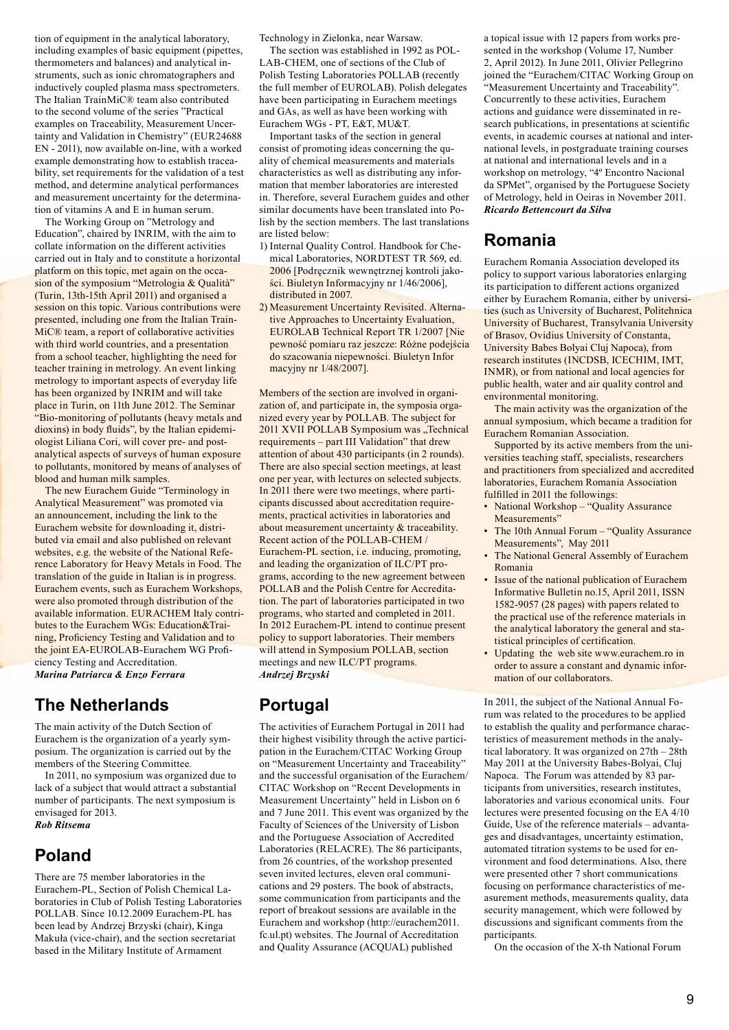tion of equipment in the analytical laboratory, including examples of basic equipment (pipettes, thermometers and balances) and analytical instruments, such as ionic chromatographers and inductively coupled plasma mass spectrometers. The Italian TrainMiC® team also contributed to the second volume of the series "Practical examples on Traceability, Measurement Uncertainty and Validation in Chemistry" (EUR24688 EN - 2011), now available on-line, with a worked example demonstrating how to establish traceability, set requirements for the validation of a test method, and determine analytical performances and measurement uncertainty for the determination of vitamins A and E in human serum.

The Working Group on "Metrology and Education", chaired by INRIM, with the aim to collate information on the different activities carried out in Italy and to constitute a horizontal platform on this topic, met again on the occasion of the symposium "Metrologia & Qualità" (Turin, 13th-15th April 2011) and organised a session on this topic. Various contributions were presented, including one from the Italian TrainMiC® team, a report of collaborative activities with third world countries, and a presentation from a school teacher, highlighting the need for teacher training in metrology. An event linking metrology to important aspects of everyday life has been organized by INRIM and will take place in Turin, on 11th June 2012. The Seminar "Bio-monitoring of pollutants (heavy metals and dioxins) in body fluids", by the Italian epidemiologist Liliana Cori, will cover pre- and post-analytical aspects of surveys of human exposure to pollutants, monitored by means of analyses of blood and human milk samples.

The new Eurachem Guide "Terminology in Analytical Measurement" was promoted via an announcement, including the link to the Eurachem website for downloading it, distributed via email and also published on relevant websites, e.g. the website of the National Reference Laboratory for Heavy Metals in Food. The translation of the guide in Italian is in progress. Eurachem events, such as Eurachem Workshops, were also promoted through distribution of the available information. EURACHEM Italy contributes to the Eurachem WGs: Education&Training, Proficiency Testing and Validation and to the joint EA-EUROLAB-Eurachem WG Proficiency Testing and Accreditation.
***Marina Patriarca & Enzo Ferrara***

## The Netherlands

The main activity of the Dutch Section of Eurachem is the organization of a yearly symposium. The organization is carried out by the members of the Steering Committee.

In 2011, no symposium was organized due to lack of a subject that would attract a substantial number of participants. The next symposium is envisaged for 2013.
***Rob Ritsema***

## Poland

There are 75 member laboratories in the Eurachem-PL, Section of Polish Chemical Laboratories in Club of Polish Testing Laboratories POLLAB. Since 10.12.2009 Eurachem-PL has been lead by Andrzej Brzyski (chair), Kinga Makuła (vice-chair), and the section secretariat based in the Military Institute of Armament Technology in Zielonka, near Warsaw.

The section was established in 1992 as POLLAB-CHEM, one of sections of the Club of Polish Testing Laboratories POLLAB (recently the full member of EUROLAB). Polish delegates have been participating in Eurachem meetings and GAs, as well as have been working with Eurachem WGs - PT, E&T, MU&T.

Important tasks of the section in general consist of promoting ideas concerning the quality of chemical measurements and materials characteristics as well as distributing any information that member laboratories are interested in. Therefore, several Eurachem guides and other similar documents have been translated into Polish by the section members. The last translations are listed below:

1) Internal Quality Control. Handbook for Chemical Laboratories, NORDTEST TR 569, ed. 2006 [Podręcznik wewnętrznej kontroli jakości. Biuletyn Informacyjny nr 1/46/2006], distributed in 2007.
2) Measurement Uncertainty Revisited. Alternative Approaches to Uncertainty Evaluation, EUROLAB Technical Report TR 1/2007 [Nie pewność pomiaru raz jeszcze: Różne podejścia do szacowania niepewności. Biuletyn Infor macyjny nr 1/48/2007].

Members of the section are involved in organization of, and participate in, the symposia organized every year by POLLAB. The subject for 2011 XVII POLLAB Symposium was „Technical requirements – part III Validation" that drew attention of about 430 participants (in 2 rounds). There are also special section meetings, at least one per year, with lectures on selected subjects. In 2011 there were two meetings, where participants discussed about accreditation requirements, practical activities in laboratories and about measurement uncertainty & traceability. Recent action of the POLLAB-CHEM / Eurachem-PL section, i.e. inducing, promoting, and leading the organization of ILC/PT programs, according to the new agreement between POLLAB and the Polish Centre for Accreditation. The part of laboratories participated in two programs, who started and completed in 2011. In 2012 Eurachem-PL intend to continue present policy to support laboratories. Their members will attend in Symposium POLLAB, section meetings and new ILC/PT programs.
***Andrzej Brzyski***

## Portugal

The activities of Eurachem Portugal in 2011 had their highest visibility through the active participation in the Eurachem/CITAC Working Group on "Measurement Uncertainty and Traceability" and the successful organisation of the Eurachem/CITAC Workshop on "Recent Developments in Measurement Uncertainty" held in Lisbon on 6 and 7 June 2011. This event was organized by the Faculty of Sciences of the University of Lisbon and the Portuguese Association of Accredited Laboratories (RELACRE). The 86 participants, from 26 countries, of the workshop presented seven invited lectures, eleven oral communications and 29 posters. The book of abstracts, some communication from participants and the report of breakout sessions are available in the Eurachem and workshop (http://eurachem2011.fc.ul.pt) websites. The Journal of Accreditation and Quality Assurance (ACQUAL) published a topical issue with 12 papers from works presented in the workshop (Volume 17, Number 2, April 2012). In June 2011, Olivier Pellegrino joined the "Eurachem/CITAC Working Group on "Measurement Uncertainty and Traceability". Concurrently to these activities, Eurachem actions and guidance were disseminated in research publications, in presentations at scientific events, in academic courses at national and international levels, in postgraduate training courses at national and international levels and in a workshop on metrology, "4º Encontro Nacional da SPMet", organised by the Portuguese Society of Metrology, held in Oeiras in November 2011.
***Ricardo Bettencourt da Silva***

## Romania

Eurachem Romania Association developed its policy to support various laboratories enlarging its participation to different actions organized either by Eurachem Romania, either by universities (such as University of Bucharest, Politehnica University of Bucharest, Transylvania University of Brasov, Ovidius University of Constanta, University Babes Bolyai Cluj Napoca), from research institutes (INCDSB, ICECHIM, IMT, INMR), or from national and local agencies for public health, water and air quality control and environmental monitoring.

The main activity was the organization of the annual symposium, which became a tradition for Eurachem Romanian Association.

Supported by its active members from the universities teaching staff, specialists, researchers and practitioners from specialized and accredited laboratories, Eurachem Romania Association fulfilled in 2011 the followings:

- National Workshop – "Quality Assurance Measurements"
- The 10th Annual Forum – "Quality Assurance Measurements", May 2011
- The National General Assembly of Eurachem Romania
- Issue of the national publication of Eurachem Informative Bulletin no.15, April 2011, ISSN 1582-9057 (28 pages) with papers related to the practical use of the reference materials in the analytical laboratory the general and statistical principles of certification.
- Updating the web site www.eurachem.ro in order to assure a constant and dynamic information of our collaborators.

In 2011, the subject of the National Annual Forum was related to the procedures to be applied to establish the quality and performance characteristics of measurement methods in the analytical laboratory. It was organized on 27th – 28th May 2011 at the University Babes-Bolyai, Cluj Napoca. The Forum was attended by 83 participants from universities, research institutes, laboratories and various economical units. Four lectures were presented focusing on the EA 4/10 Guide, Use of the reference materials – advantages and disadvantages, uncertainty estimation, automated titration systems to be used for environment and food determinations. Also, there were presented other 7 short communications focusing on performance characteristics of measurement methods, measurements quality, data security management, which were followed by discussions and significant comments from the participants.

On the occasion of the X-th National Forum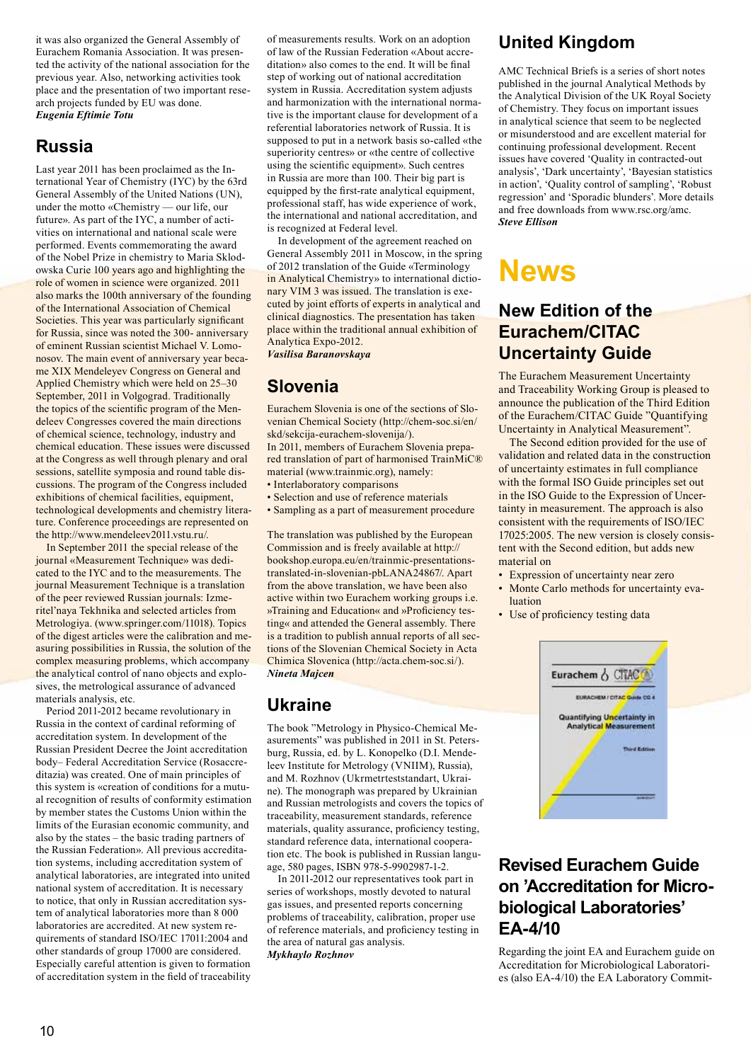it was also organized the General Assembly of Eurachem Romania Association. It was presented the activity of the national association for the previous year. Also, networking activities took place and the presentation of two important research projects funded by EU was done.
***Eugenia Eftimie Totu***

## Russia

Last year 2011 has been proclaimed as the International Year of Chemistry (IYC) by the 63rd General Assembly of the United Nations (UN), under the motto «Chemistry — our life, our future». As part of the IYC, a number of activities on international and national scale were performed. Events commemorating the award of the Nobel Prize in chemistry to Maria Sklodowska Curie 100 years ago and highlighting the role of women in science were organized. 2011 also marks the 100th anniversary of the founding of the International Association of Chemical Societies. This year was particularly significant for Russia, since was noted the 300- anniversary of eminent Russian scientist Michael V. Lomonosov. The main event of anniversary year became XIX Mendeleyev Congress on General and Applied Chemistry which were held on 25–30 September, 2011 in Volgograd. Traditionally the topics of the scientific program of the Mendeleev Congresses covered the main directions of chemical science, technology, industry and chemical education. These issues were discussed at the Congress as well through plenary and oral sessions, satellite symposia and round table discussions. The program of the Congress included exhibitions of chemical facilities, equipment, technological developments and chemistry literature. Conference proceedings are represented on the http://www.mendeleev2011.vstu.ru/.

In September 2011 the special release of the journal «Measurement Technique» was dedicated to the IYC and to the measurements. The journal Measurement Technique is a translation of the peer reviewed Russian journals: Izmeritel'naya Tekhnika and selected articles from Metrologiya. (www.springer.com/11018). Topics of the digest articles were the calibration and measuring possibilities in Russia, the solution of the complex measuring problems, which accompany the analytical control of nano objects and explosives, the metrological assurance of advanced materials analysis, etc.

Period 2011-2012 became revolutionary in Russia in the context of cardinal reforming of accreditation system. In development of the Russian President Decree the Joint accreditation body– Federal Accreditation Service (Rosaccreditazia) was created. One of main principles of this system is «creation of conditions for a mutual recognition of results of conformity estimation by member states the Customs Union within the limits of the Eurasian economic community, and also by the states – the basic trading partners of the Russian Federation». All previous accreditation systems, including accreditation system of analytical laboratories, are integrated into united national system of accreditation. It is necessary to notice, that only in Russian accreditation system of analytical laboratories more than 8 000 laboratories are accredited. At new system requirements of standard ISO/IEC 17011:2004 and other standards of group 17000 are considered. Especially careful attention is given to formation of accreditation system in the field of traceability of measurements results. Work on an adoption of law of the Russian Federation «About accreditation» also comes to the end. It will be final step of working out of national accreditation system in Russia. Accreditation system adjusts and harmonization with the international normative is the important clause for development of a referential laboratories network of Russia. It is supposed to put in a network basis so-called «the superiority centres» or «the centre of collective using the scientific equipment». Such centres in Russia are more than 100. Their big part is equipped by the first-rate analytical equipment, professional staff, has wide experience of work, the international and national accreditation, and is recognized at Federal level.

In development of the agreement reached on General Assembly 2011 in Moscow, in the spring of 2012 translation of the Guide «Terminology in Analytical Chemistry» to international dictionary VIM 3 was issued. The translation is executed by joint efforts of experts in analytical and clinical diagnostics. The presentation has taken place within the traditional annual exhibition of Analytica Expo-2012.
***Vasilisa Baranovskaya***

## Slovenia

Eurachem Slovenia is one of the sections of Slovenian Chemical Society (http://chem-soc.si/en/skd/sekcija-eurachem-slovenija/).
In 2011, members of Eurachem Slovenia prepared translation of part of harmonised TrainMiC® material (www.trainmic.org), namely:

- Interlaboratory comparisons
- Selection and use of reference materials
- Sampling as a part of measurement procedure

The translation was published by the European Commission and is freely available at http://bookshop.europa.eu/en/trainmic-presentations-translated-in-slovenian-pbLANA24867/. Apart from the above translation, we have been also active within two Eurachem working groups i.e. »Training and Education« and »Proficiency testing« and attended the General assembly. There is a tradition to publish annual reports of all sections of the Slovenian Chemical Society in Acta Chimica Slovenica (http://acta.chem-soc.si/).
***Nineta Majcen***

## Ukraine

The book "Metrology in Physico-Chemical Measurements" was published in 2011 in St. Petersburg, Russia, ed. by L. Konopelko (D.I. Mendeleev Institute for Metrology (VNIIM), Russia), and M. Rozhnov (Ukrmetrteststandart, Ukraine). The monograph was prepared by Ukrainian and Russian metrologists and covers the topics of traceability, measurement standards, reference materials, quality assurance, proficiency testing, standard reference data, international cooperation etc. The book is published in Russian language, 580 pages, ISBN 978-5-9902987-1-2.

In 2011-2012 our representatives took part in series of workshops, mostly devoted to natural gas issues, and presented reports concerning problems of traceability, calibration, proper use of reference materials, and proficiency testing in the area of natural gas analysis.
***Mykhaylo Rozhnov***

## United Kingdom

AMC Technical Briefs is a series of short notes published in the journal Analytical Methods by the Analytical Division of the UK Royal Society of Chemistry. They focus on important issues in analytical science that seem to be neglected or misunderstood and are excellent material for continuing professional development. Recent issues have covered 'Quality in contracted-out analysis', 'Dark uncertainty', 'Bayesian statistics in action', 'Quality control of sampling', 'Robust regression' and 'Sporadic blunders'. More details and free downloads from www.rsc.org/amc.
***Steve Ellison***

# News

## New Edition of the Eurachem/CITAC Uncertainty Guide

The Eurachem Measurement Uncertainty and Traceability Working Group is pleased to announce the publication of the Third Edition of the Eurachem/CITAC Guide "Quantifying Uncertainty in Analytical Measurement".

The Second edition provided for the use of validation and related data in the construction of uncertainty estimates in full compliance with the formal ISO Guide principles set out in the ISO Guide to the Expression of Uncertainty in measurement. The approach is also consistent with the requirements of ISO/IEC 17025:2005. The new version is closely consistent with the Second edition, but adds new material on

- Expression of uncertainty near zero
- Monte Carlo methods for uncertainty evaluation
- Use of proficiency testing data

## Revised Eurachem Guide on 'Accreditation for Microbiological Laboratories' EA-4/10

Regarding the joint EA and Eurachem guide on Accreditation for Microbiological Laboratories (also EA-4/10) the EA Laboratory Commit-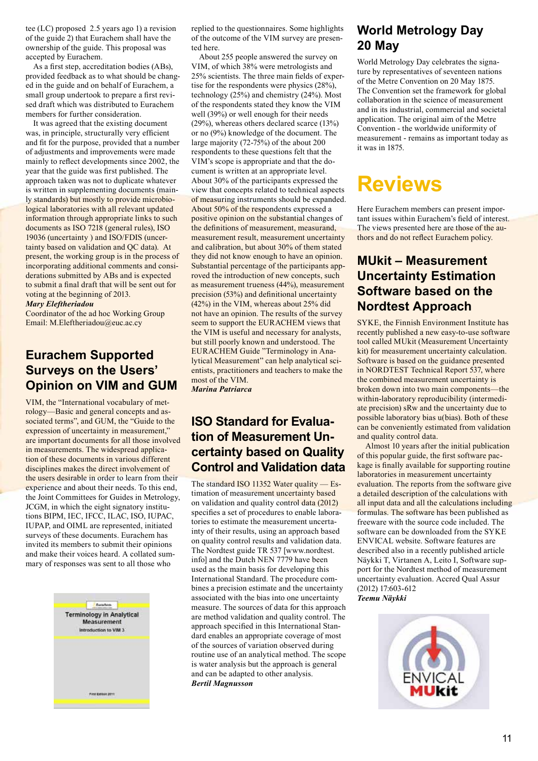tee (LC) proposed 2.5 years ago 1) a revision of the guide 2) that Eurachem shall have the ownership of the guide. This proposal was accepted by Eurachem.

As a first step, accreditation bodies (ABs), provided feedback as to what should be changed in the guide and on behalf of Eurachem, a small group undertook to prepare a first revised draft which was distributed to Eurachem members for further consideration.

It was agreed that the existing document was, in principle, structurally very efficient and fit for the purpose, provided that a number of adjustments and improvements were made mainly to reflect developments since 2002, the year that the guide was first published. The approach taken was not to duplicate whatever is written in supplementing documents (mainly standards) but mostly to provide microbiological laboratories with all relevant updated information through appropriate links to such documents as ISO 7218 (general rules), ISO 19036 (uncertainty ) and ISO/FDIS (uncertainty based on validation and QC data). At present, the working group is in the process of incorporating additional comments and considerations submitted by ABs and is expected to submit a final draft that will be sent out for voting at the beginning of 2013.

***Mary Eleftheriadou***
Coordinator of the ad hoc Working Group
Email: M.Eleftheriadou@euc.ac.cy

## Eurachem Supported Surveys on the Users' Opinion on VIM and GUM

VIM, the "International vocabulary of metrology—Basic and general concepts and associated terms", and GUM, the "Guide to the expression of uncertainty in measurement," are important documents for all those involved in measurements. The widespread application of these documents in various different disciplines makes the direct involvement of the users desirable in order to learn from their experience and about their needs. To this end, the Joint Committees for Guides in Metrology, JCGM, in which the eight signatory institutions BIPM, IEC, IFCC, ILAC, ISO, IUPAC, IUPAP, and OIML are represented, initiated surveys of these documents. Eurachem has invited its members to submit their opinions and make their voices heard. A collated summary of responses was sent to all those who replied to the questionnaires. Some highlights of the outcome of the VIM survey are presented here.

About 255 people answered the survey on VIM, of which 38% were metrologists and 25% scientists. The three main fields of expertise for the respondents were physics (28%), technology (25%) and chemistry (24%). Most of the respondents stated they know the VIM well (39%) or well enough for their needs (29%), whereas others declared scarce (13%) or no (9%) knowledge of the document. The large majority (72-75%) of the about 200 respondents to these questions felt that the VIM's scope is appropriate and that the document is written at an appropriate level. About 30% of the participants expressed the view that concepts related to technical aspects of measuring instruments should be expanded. About 50% of the respondents expressed a positive opinion on the substantial changes of the definitions of measurement, measurand, measurement result, measurement uncertainty and calibration, but about 30% of them stated they did not know enough to have an opinion. Substantial percentage of the participants approved the introduction of new concepts, such as measurement trueness (44%), measurement precision (53%) and definitional uncertainty (42%) in the VIM, whereas about 25% did not have an opinion. The results of the survey seem to support the EURACHEM views that the VIM is useful and necessary for analysts, but still poorly known and understood. The EURACHEM Guide "Terminology in Analytical Measurement" can help analytical scientists, practitioners and teachers to make the most of the VIM.

***Marina Patriarca***

## ISO Standard for Evaluation of Measurement Uncertainty based on Quality Control and Validation data

The standard ISO 11352 Water quality — Estimation of measurement uncertainty based on validation and quality control data (2012) specifies a set of procedures to enable laboratories to estimate the measurement uncertainty of their results, using an approach based on quality control results and validation data. The Nordtest guide TR 537 [www.nordtest.info] and the Dutch NEN 7779 have been used as the main basis for developing this International Standard. The procedure combines a precision estimate and the uncertainty associated with the bias into one uncertainty measure. The sources of data for this approach are method validation and quality control. The approach specified in this International Standard enables an appropriate coverage of most of the sources of variation observed during routine use of an analytical method. The scope is water analysis but the approach is general and can be adapted to other analysis.

***Bertil Magnusson***

## World Metrology Day 20 May

World Metrology Day celebrates the signature by representatives of seventeen nations of the Metre Convention on 20 May 1875. The Convention set the framework for global collaboration in the science of measurement and in its industrial, commercial and societal application. The original aim of the Metre Convention - the worldwide uniformity of measurement - remains as important today as it was in 1875.

# Reviews

Here Eurachem members can present important issues within Eurachem's field of interest. The views presented here are those of the authors and do not reflect Eurachem policy.

## MUkit – Measurement Uncertainty Estimation Software based on the Nordtest Approach

SYKE, the Finnish Environment Institute has recently published a new easy-to-use software tool called MUkit (Measurement Uncertainty kit) for measurement uncertainty calculation. Software is based on the guidance presented in NORDTEST Technical Report 537, where the combined measurement uncertainty is broken down into two main components—the within-laboratory reproducibility (intermediate precision) $s_{Rw}$ and the uncertainty due to possible laboratory bias u(bias). Both of these can be conveniently estimated from validation and quality control data.

Almost 10 years after the initial publication of this popular guide, the first software package is finally available for supporting routine laboratories in measurement uncertainty evaluation. The reports from the software give a detailed description of the calculations with all input data and all the calculations including formulas. The software has been published as freeware with the source code included. The software can be downloaded from the SYKE ENVICAL website. Software features are described also in a recently published article Näykki T, Virtanen A, Leito I, Software support for the Nordtest method of measurement uncertainty evaluation. Accred Qual Assur (2012) 17:603-612

***Teemu Näykki***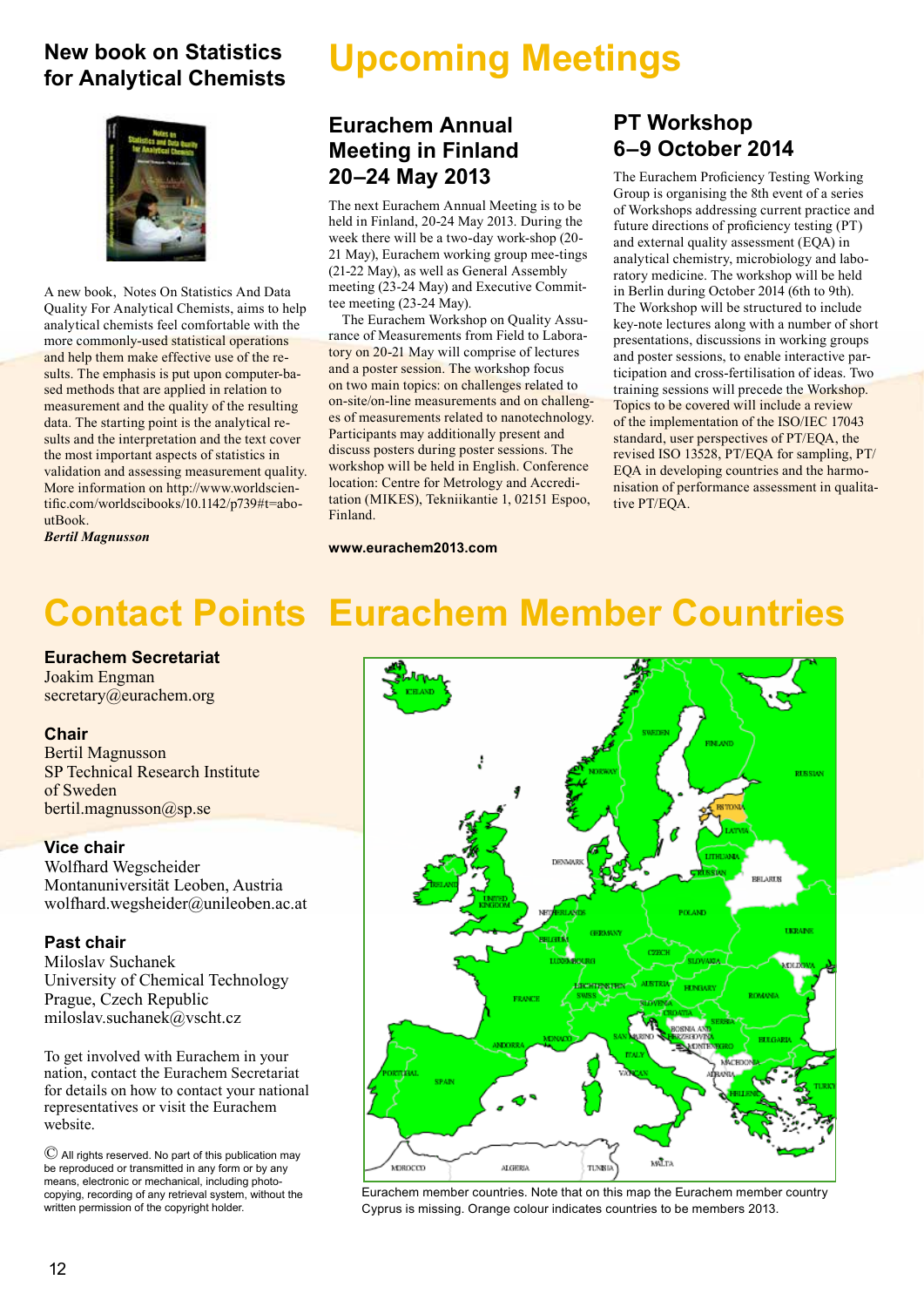## New book on Statistics for Analytical Chemists

A new book, Notes On Statistics And Data Quality For Analytical Chemists, aims to help analytical chemists feel comfortable with the more commonly-used statistical operations and help them make effective use of the results. The emphasis is put upon computer-based methods that are applied in relation to measurement and the quality of the resulting data. The starting point is the analytical results and the interpretation and the text cover the most important aspects of statistics in validation and assessing measurement quality. More information on http://www.worldscientific.com/worldscibooks/10.1142/p739#t=aboutBook.

***Bertil Magnusson***

# Upcoming Meetings

### Eurachem Annual Meeting in Finland 20–24 May 2013

The next Eurachem Annual Meeting is to be held in Finland, 20-24 May 2013. During the week there will be a two-day work-shop (20-21 May), Eurachem working group mee-tings (21-22 May), as well as General Assembly meeting (23-24 May) and Executive Committee meeting (23-24 May).

The Eurachem Workshop on Quality Assurance of Measurements from Field to Laboratory on 20-21 May will comprise of lectures and a poster session. The workshop focus on two main topics: on challenges related to on-site/on-line measurements and on challenges of measurements related to nanotechnology. Participants may additionally present and discuss posters during poster sessions. The workshop will be held in English. Conference location: Centre for Metrology and Accreditation (MIKES), Tekniikantie 1, 02151 Espoo, Finland.

**www.eurachem2013.com**

### PT Workshop 6–9 October 2014

The Eurachem Proficiency Testing Working Group is organising the 8th event of a series of Workshops addressing current practice and future directions of proficiency testing (PT) and external quality assessment (EQA) in analytical chemistry, microbiology and laboratory medicine. The Workshop will be held in Berlin during October 2014 (6th to 9th). The Workshop will be structured to include key-note lectures along with a number of short presentations, discussions in working groups and poster sessions, to enable interactive participation and cross-fertilisation of ideas. Two training sessions will precede the Workshop. Topics to be covered will include a review of the implementation of the ISO/IEC 17043 standard, user perspectives of PT/EQA, the revised ISO 13528, PT/EQA for sampling, PT/EQA in developing countries and the harmonisation of performance assessment in qualitative PT/EQA.

# Contact Points

**Eurachem Secretariat**
Joakim Engman
secretary@eurachem.org

**Chair**
Bertil Magnusson
SP Technical Research Institute of Sweden
bertil.magnusson@sp.se

**Vice chair**
Wolfhard Wegscheider
Montanuniversität Leoben, Austria
wolfhard.wegsheider@unileoben.ac.at

**Past chair**
Miloslav Suchanek
University of Chemical Technology Prague, Czech Republic
miloslav.suchanek@vscht.cz

To get involved with Eurachem in your nation, contact the Eurachem Secretariat for details on how to contact your national representatives or visit the Eurachem website.

© All rights reserved. No part of this publication may be reproduced or transmitted in any form or by any means, electronic or mechanical, including photocopying, recording of any retrieval system, without the written permission of the copyright holder.

# Eurachem Member Countries

ICELAND, SWEDEN, FINLAND, NORWAY, RUSSIAN, ESTONIA, LATVIA, LITHUANIA, RUSSIAN, BELARUS, DENMARK, IRELAND, UNITED KINGDOM, NETHERLANDS, GERMANY, POLAND, BELGIUM, LUXEMBOURG, CZECH, SLOVAKIA, UKRAINE, MOLDOVA, LIECHTENSTEIN, SWISS, AUSTRIA, HUNGARY, ROMANIA, FRANCE, SLOVENIA, CROATIA, SERBIA, BOSNIA AND HERZEGOVINA, MONTENEGRO, BULGARIA, ANDORRA, MONACO, SAN MARINO, ITALY, VATICAN, MACEDONIA, ALBANIA, HELLENIC, TURKEY, PORTUGAL, SPAIN, MOROCCO, ALGERIA, TUNISIA, MALTA

Eurachem member countries. Note that on this map the Eurachem member country Cyprus is missing. Orange colour indicates countries to be members 2013.